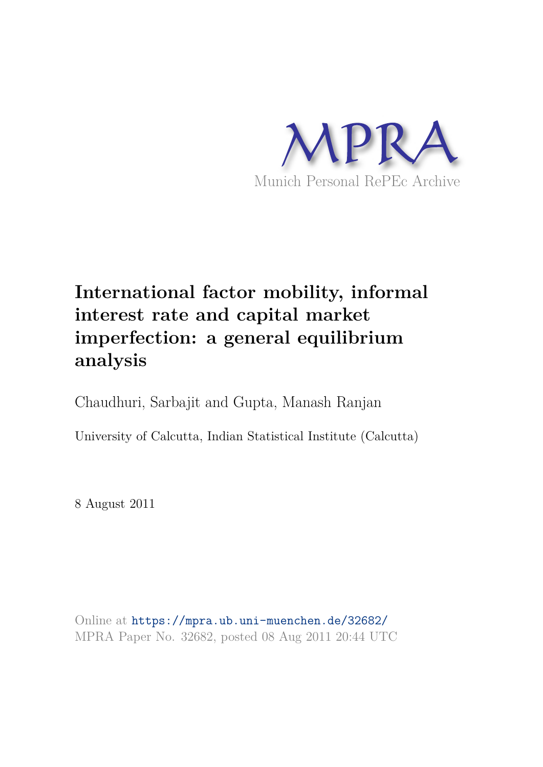MPRA

Munich Personal RePEc Archive

# International factor mobility, informal interest rate and capital market imperfection: a general equilibrium analysis

Chaudhuri, Sarbajit and Gupta, Manash Ranjan

University of Calcutta, Indian Statistical Institute (Calcutta)

8 August 2011

Online at https://mpra.ub.uni-muenchen.de/32682/
MPRA Paper No. 32682, posted 08 Aug 2011 20:44 UTC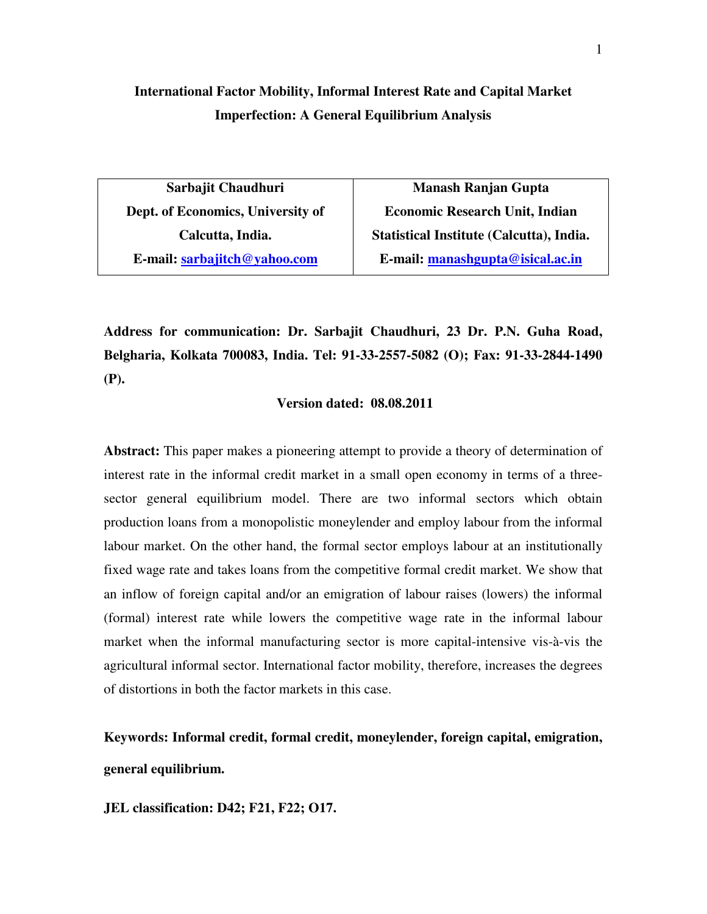**International Factor Mobility, Informal Interest Rate and Capital Market Imperfection: A General Equilibrium Analysis**

| Sarbajit Chaudhuri | Manash Ranjan Gupta |
|---|---|
| Dept. of Economics, University of Calcutta, India. | Economic Research Unit, Indian Statistical Institute (Calcutta), India. |
| E-mail: sarbajitch@yahoo.com | E-mail: manashgupta@isical.ac.in |

**Address for communication: Dr. Sarbajit Chaudhuri, 23 Dr. P.N. Guha Road, Belgharia, Kolkata 700083, India. Tel: 91-33-2557-5082 (O); Fax: 91-33-2844-1490 (P).**

**Version dated: 08.08.2011**

**Abstract:** This paper makes a pioneering attempt to provide a theory of determination of interest rate in the informal credit market in a small open economy in terms of a three-sector general equilibrium model. There are two informal sectors which obtain production loans from a monopolistic moneylender and employ labour from the informal labour market. On the other hand, the formal sector employs labour at an institutionally fixed wage rate and takes loans from the competitive formal credit market. We show that an inflow of foreign capital and/or an emigration of labour raises (lowers) the informal (formal) interest rate while lowers the competitive wage rate in the informal labour market when the informal manufacturing sector is more capital-intensive vis-à-vis the agricultural informal sector. International factor mobility, therefore, increases the degrees of distortions in both the factor markets in this case.

**Keywords: Informal credit, formal credit, moneylender, foreign capital, emigration, general equilibrium.**

**JEL classification: D42; F21, F22; O17.**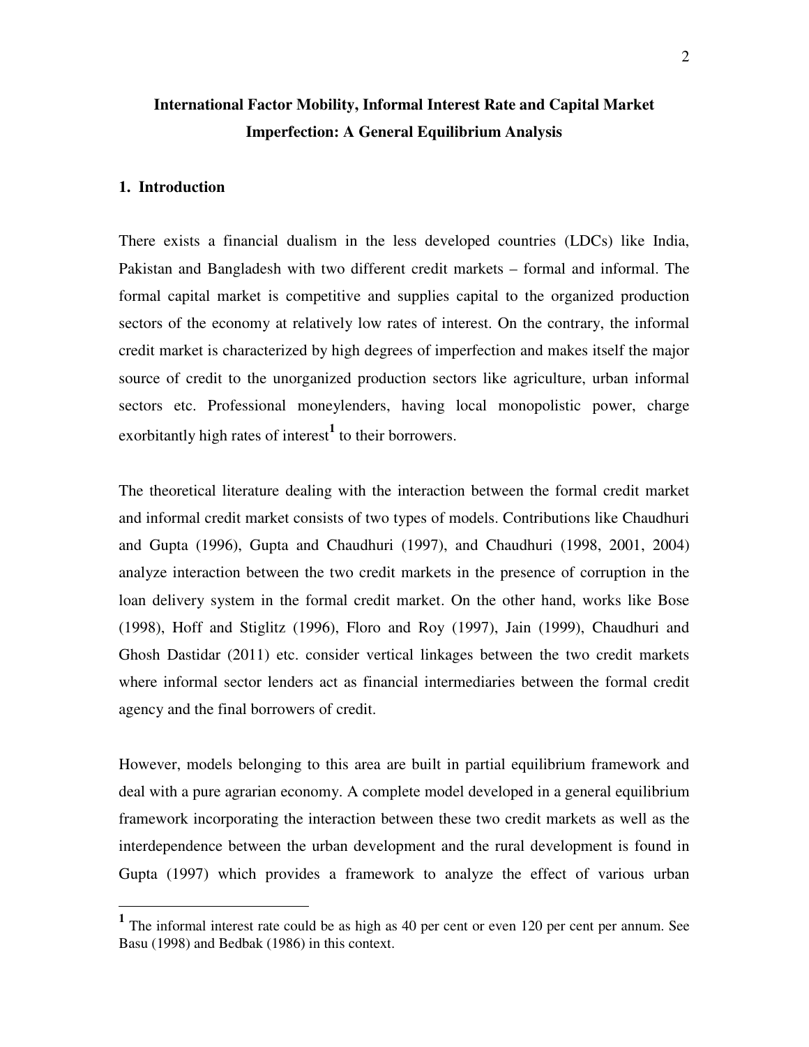# International Factor Mobility, Informal Interest Rate and Capital Market Imperfection: A General Equilibrium Analysis

## 1. Introduction

There exists a financial dualism in the less developed countries (LDCs) like India, Pakistan and Bangladesh with two different credit markets – formal and informal. The formal capital market is competitive and supplies capital to the organized production sectors of the economy at relatively low rates of interest. On the contrary, the informal credit market is characterized by high degrees of imperfection and makes itself the major source of credit to the unorganized production sectors like agriculture, urban informal sectors etc. Professional moneylenders, having local monopolistic power, charge exorbitantly high rates of interest[1] to their borrowers.

The theoretical literature dealing with the interaction between the formal credit market and informal credit market consists of two types of models. Contributions like Chaudhuri and Gupta (1996), Gupta and Chaudhuri (1997), and Chaudhuri (1998, 2001, 2004) analyze interaction between the two credit markets in the presence of corruption in the loan delivery system in the formal credit market. On the other hand, works like Bose (1998), Hoff and Stiglitz (1996), Floro and Roy (1997), Jain (1999), Chaudhuri and Ghosh Dastidar (2011) etc. consider vertical linkages between the two credit markets where informal sector lenders act as financial intermediaries between the formal credit agency and the final borrowers of credit.

However, models belonging to this area are built in partial equilibrium framework and deal with a pure agrarian economy. A complete model developed in a general equilibrium framework incorporating the interaction between these two credit markets as well as the interdependence between the urban development and the rural development is found in Gupta (1997) which provides a framework to analyze the effect of various urban

---

[1] The informal interest rate could be as high as 40 per cent or even 120 per cent per annum. See Basu (1998) and Bedbak (1986) in this context.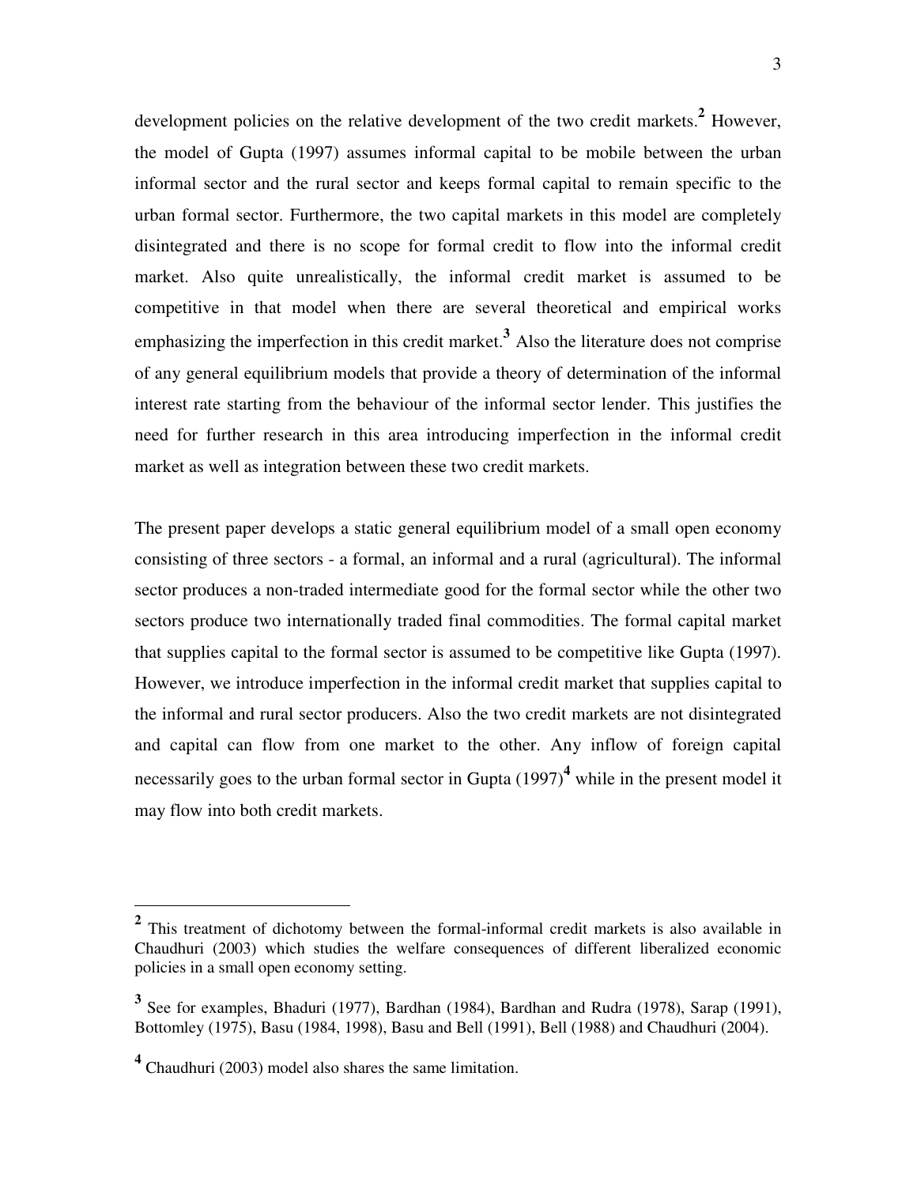development policies on the relative development of the two credit markets.[2] However, the model of Gupta (1997) assumes informal capital to be mobile between the urban informal sector and the rural sector and keeps formal capital to remain specific to the urban formal sector. Furthermore, the two capital markets in this model are completely disintegrated and there is no scope for formal credit to flow into the informal credit market. Also quite unrealistically, the informal credit market is assumed to be competitive in that model when there are several theoretical and empirical works emphasizing the imperfection in this credit market.[3] Also the literature does not comprise of any general equilibrium models that provide a theory of determination of the informal interest rate starting from the behaviour of the informal sector lender. This justifies the need for further research in this area introducing imperfection in the informal credit market as well as integration between these two credit markets.

The present paper develops a static general equilibrium model of a small open economy consisting of three sectors - a formal, an informal and a rural (agricultural). The informal sector produces a non-traded intermediate good for the formal sector while the other two sectors produce two internationally traded final commodities. The formal capital market that supplies capital to the formal sector is assumed to be competitive like Gupta (1997). However, we introduce imperfection in the informal credit market that supplies capital to the informal and rural sector producers. Also the two credit markets are not disintegrated and capital can flow from one market to the other. Any inflow of foreign capital necessarily goes to the urban formal sector in Gupta (1997)[4] while in the present model it may flow into both credit markets.

---

[2] This treatment of dichotomy between the formal-informal credit markets is also available in Chaudhuri (2003) which studies the welfare consequences of different liberalized economic policies in a small open economy setting.

[3] See for examples, Bhaduri (1977), Bardhan (1984), Bardhan and Rudra (1978), Sarap (1991), Bottomley (1975), Basu (1984, 1998), Basu and Bell (1991), Bell (1988) and Chaudhuri (2004).

[4] Chaudhuri (2003) model also shares the same limitation.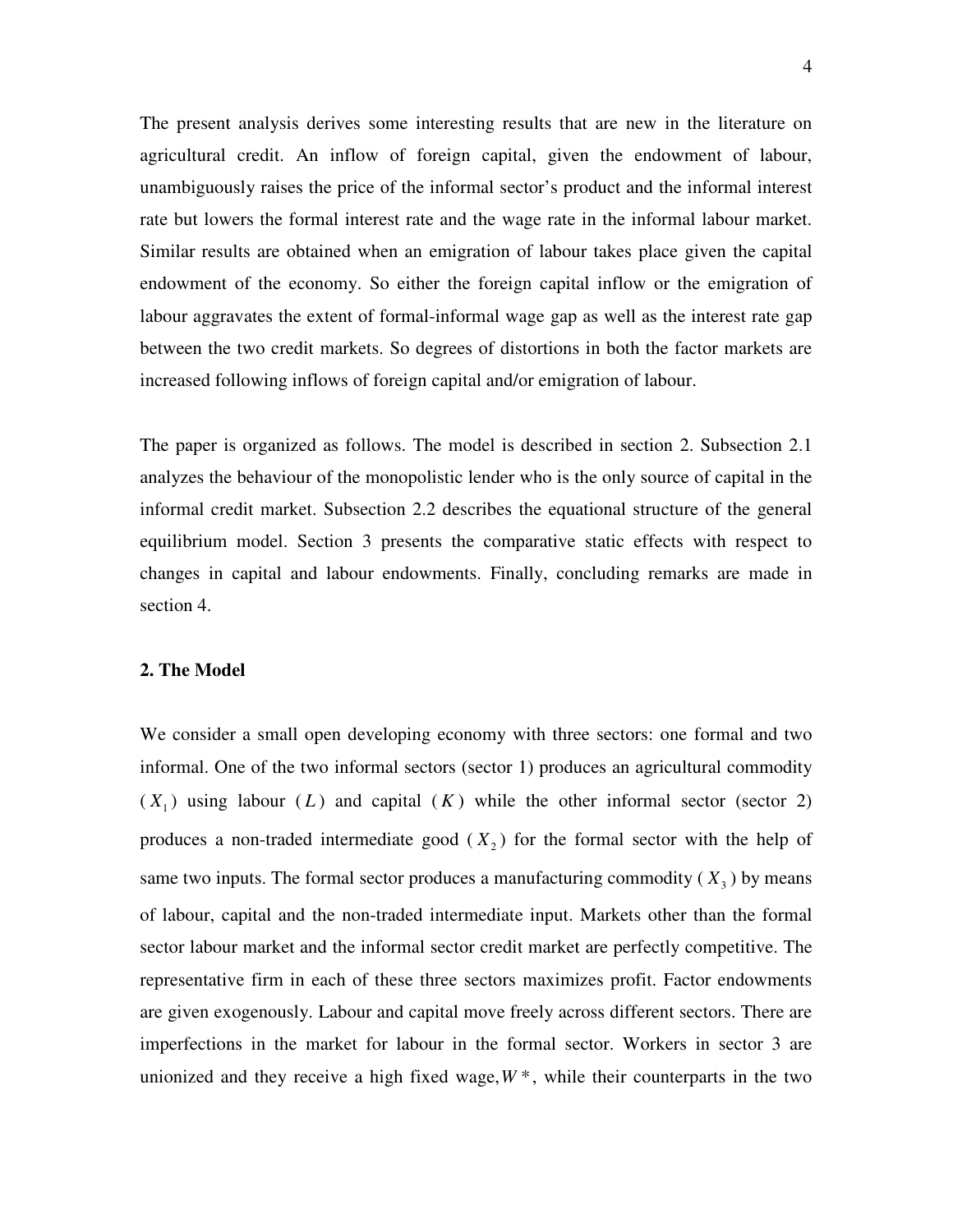The present analysis derives some interesting results that are new in the literature on agricultural credit. An inflow of foreign capital, given the endowment of labour, unambiguously raises the price of the informal sector's product and the informal interest rate but lowers the formal interest rate and the wage rate in the informal labour market. Similar results are obtained when an emigration of labour takes place given the capital endowment of the economy. So either the foreign capital inflow or the emigration of labour aggravates the extent of formal-informal wage gap as well as the interest rate gap between the two credit markets. So degrees of distortions in both the factor markets are increased following inflows of foreign capital and/or emigration of labour.

The paper is organized as follows. The model is described in section 2. Subsection 2.1 analyzes the behaviour of the monopolistic lender who is the only source of capital in the informal credit market. Subsection 2.2 describes the equational structure of the general equilibrium model. Section 3 presents the comparative static effects with respect to changes in capital and labour endowments. Finally, concluding remarks are made in section 4.

**2. The Model**

We consider a small open developing economy with three sectors: one formal and two informal. One of the two informal sectors (sector 1) produces an agricultural commodity ($X_1$) using labour ($L$) and capital ($K$) while the other informal sector (sector 2) produces a non-traded intermediate good ($X_2$) for the formal sector with the help of same two inputs. The formal sector produces a manufacturing commodity ($X_3$) by means of labour, capital and the non-traded intermediate input. Markets other than the formal sector labour market and the informal sector credit market are perfectly competitive. The representative firm in each of these three sectors maximizes profit. Factor endowments are given exogenously. Labour and capital move freely across different sectors. There are imperfections in the market for labour in the formal sector. Workers in sector 3 are unionized and they receive a high fixed wage, $W^*$, while their counterparts in the two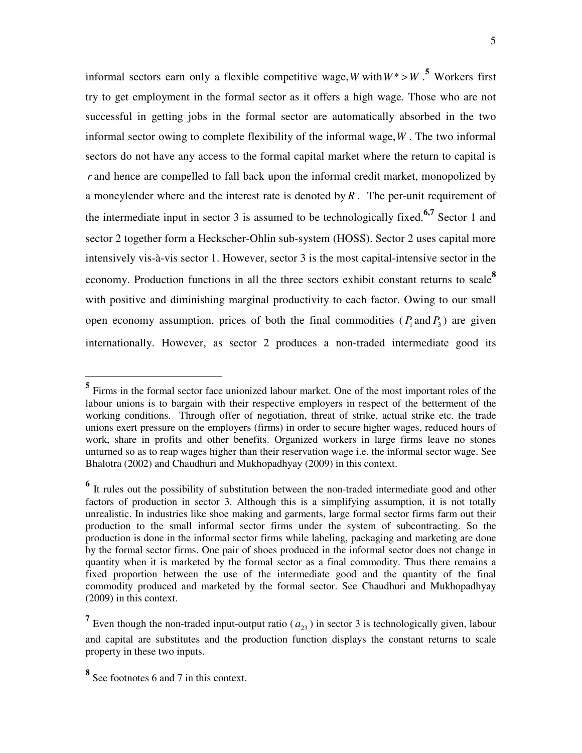informal sectors earn only a flexible competitive wage, $W$ with $W^* > W$.[5] Workers first try to get employment in the formal sector as it offers a high wage. Those who are not successful in getting jobs in the formal sector are automatically absorbed in the two informal sector owing to complete flexibility of the informal wage, $W$. The two informal sectors do not have any access to the formal capital market where the return to capital is $r$ and hence are compelled to fall back upon the informal credit market, monopolized by a moneylender where and the interest rate is denoted by $R$. The per-unit requirement of the intermediate input in sector 3 is assumed to be technologically fixed.[6,7] Sector 1 and sector 2 together form a Heckscher-Ohlin sub-system (HOSS). Sector 2 uses capital more intensively vis-à-vis sector 1. However, sector 3 is the most capital-intensive sector in the economy. Production functions in all the three sectors exhibit constant returns to scale[8] with positive and diminishing marginal productivity to each factor. Owing to our small open economy assumption, prices of both the final commodities ($P_1$ and $P_3$) are given internationally. However, as sector 2 produces a non-traded intermediate good its

---

[5] Firms in the formal sector face unionized labour market. One of the most important roles of the labour unions is to bargain with their respective employers in respect of the betterment of the working conditions. Through offer of negotiation, threat of strike, actual strike etc. the trade unions exert pressure on the employers (firms) in order to secure higher wages, reduced hours of work, share in profits and other benefits. Organized workers in large firms leave no stones unturned so as to reap wages higher than their reservation wage i.e. the informal sector wage. See Bhalotra (2002) and Chaudhuri and Mukhopadhyay (2009) in this context.

[6] It rules out the possibility of substitution between the non-traded intermediate good and other factors of production in sector 3. Although this is a simplifying assumption, it is not totally unrealistic. In industries like shoe making and garments, large formal sector firms farm out their production to the small informal sector firms under the system of subcontracting. So the production is done in the informal sector firms while labeling, packaging and marketing are done by the formal sector firms. One pair of shoes produced in the informal sector does not change in quantity when it is marketed by the formal sector as a final commodity. Thus there remains a fixed proportion between the use of the intermediate good and the quantity of the final commodity produced and marketed by the formal sector. See Chaudhuri and Mukhopadhyay (2009) in this context.

[7] Even though the non-traded input-output ratio ($a_{23}$) in sector 3 is technologically given, labour and capital are substitutes and the production function displays the constant returns to scale property in these two inputs.

[8] See footnotes 6 and 7 in this context.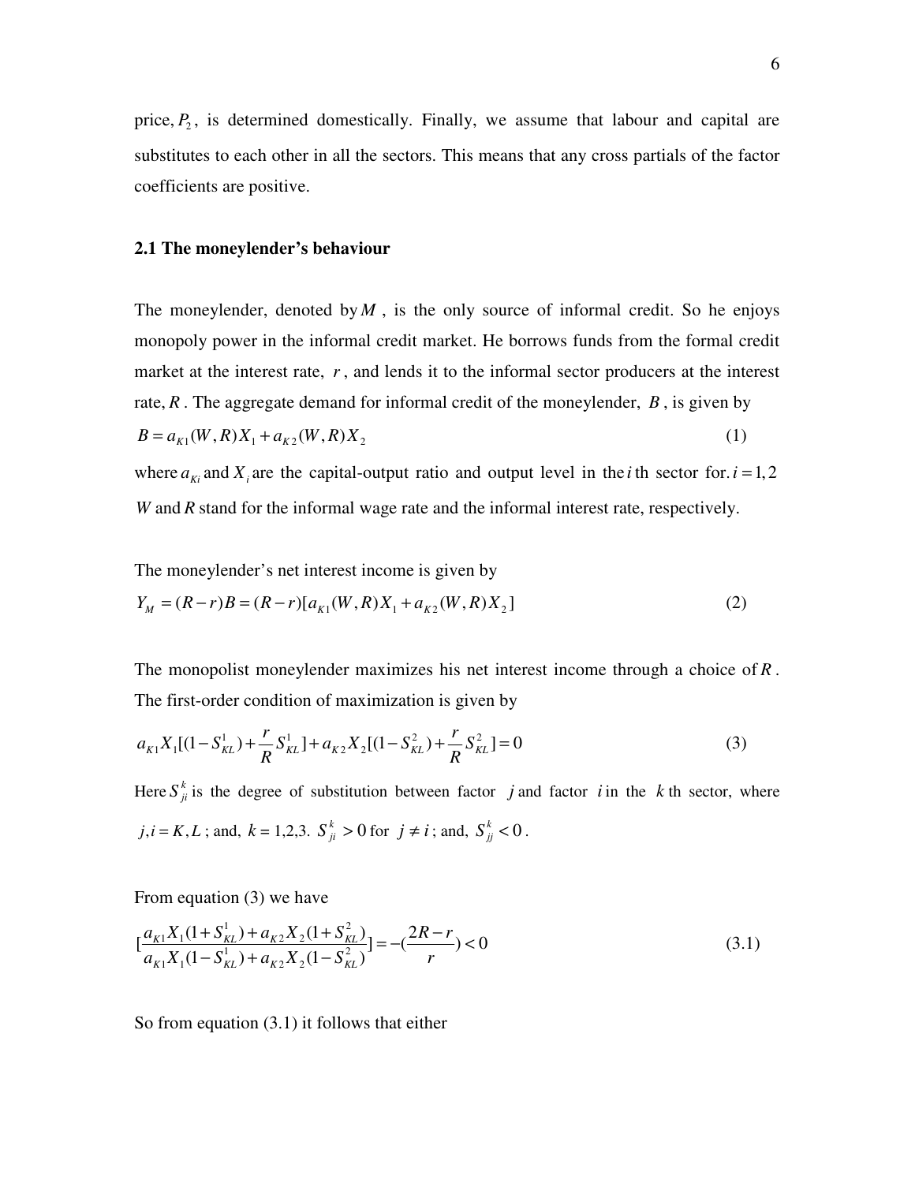price, $P_2$, is determined domestically. Finally, we assume that labour and capital are substitutes to each other in all the sectors. This means that any cross partials of the factor coefficients are positive.

### 2.1 The moneylender's behaviour

The moneylender, denoted by $M$, is the only source of informal credit. So he enjoys monopoly power in the informal credit market. He borrows funds from the formal credit market at the interest rate, $r$, and lends it to the informal sector producers at the interest rate, $R$. The aggregate demand for informal credit of the moneylender, $B$, is given by

$$B = a_{K1}(W,R)X_1 + a_{K2}(W,R)X_2 \tag{1}$$

where $a_{Ki}$ and $X_i$ are the capital-output ratio and output level in the $i$th sector for. $i = 1,2$ $W$ and $R$ stand for the informal wage rate and the informal interest rate, respectively.

The moneylender's net interest income is given by

$$Y_M = (R-r)B = (R-r)[a_{K1}(W,R)X_1 + a_{K2}(W,R)X_2] \tag{2}$$

The monopolist moneylender maximizes his net interest income through a choice of $R$. The first-order condition of maximization is given by

$$a_{K1}X_1[(1-S_{KL}^1) + \frac{r}{R}S_{KL}^1] + a_{K2}X_2[(1-S_{KL}^2) + \frac{r}{R}S_{KL}^2] = 0 \tag{3}$$

Here $S_{ji}^k$ is the degree of substitution between factor $j$ and factor $i$ in the $k$th sector, where $j,i = K,L$; and, $k$ = 1,2,3. $S_{ji}^k > 0$ for $j \neq i$; and, $S_{jj}^k < 0$.

From equation (3) we have

$$[\frac{a_{K1}X_1(1+S_{KL}^1) + a_{K2}X_2(1+S_{KL}^2)}{a_{K1}X_1(1-S_{KL}^1) + a_{K2}X_2(1-S_{KL}^2)}] = -(\frac{2R-r}{r}) < 0 \tag{3.1}$$

So from equation (3.1) it follows that either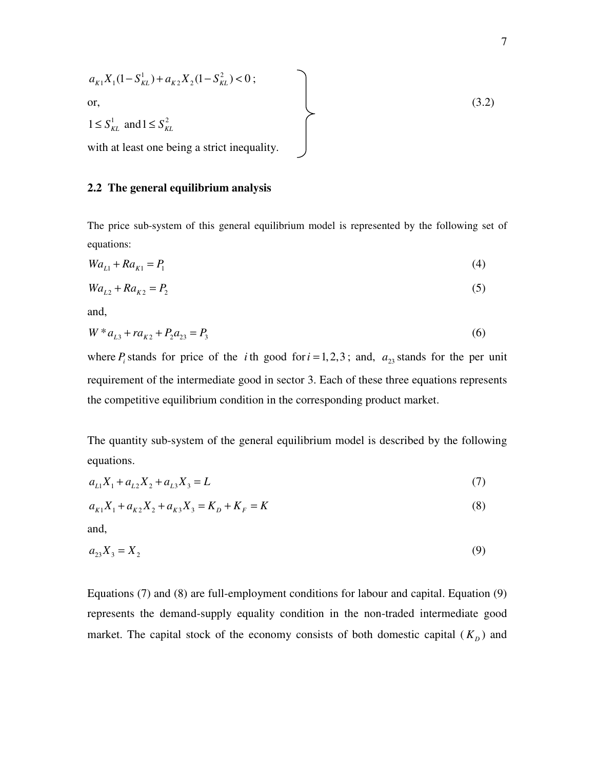$$
\left.
\begin{array}{l}
a_{K1}X_1(1-S_{KL}^1)+a_{K2}X_2(1-S_{KL}^2)<0\,; \\
\text{or,} \\
1 \le S_{KL}^1 \ \text{and}\ 1 \le S_{KL}^2 \\
\text{with at least one being a strict inequality.}
\end{array}
\right\} \tag{3.2}
$$

## 2.2 The general equilibrium analysis

The price sub-system of this general equilibrium model is represented by the following set of equations:

$$Wa_{L1} + Ra_{K1} = P_1 \tag{4}$$

$$Wa_{L2} + Ra_{K2} = P_2 \tag{5}$$

and,

$$W^* a_{L3} + ra_{K2} + P_2 a_{23} = P_3 \tag{6}$$

where $P_i$ stands for price of the $i$ th good for $i = 1,2,3$; and, $a_{23}$ stands for the per unit requirement of the intermediate good in sector 3. Each of these three equations represents the competitive equilibrium condition in the corresponding product market.

The quantity sub-system of the general equilibrium model is described by the following equations.

$$a_{L1}X_1 + a_{L2}X_2 + a_{L3}X_3 = L \tag{7}$$

$$a_{K1}X_1 + a_{K2}X_2 + a_{K3}X_3 = K_D + K_F = K \tag{8}$$

and,

$$a_{23}X_3 = X_2 \tag{9}$$

Equations (7) and (8) are full-employment conditions for labour and capital. Equation (9) represents the demand-supply equality condition in the non-traded intermediate good market. The capital stock of the economy consists of both domestic capital ($K_D$) and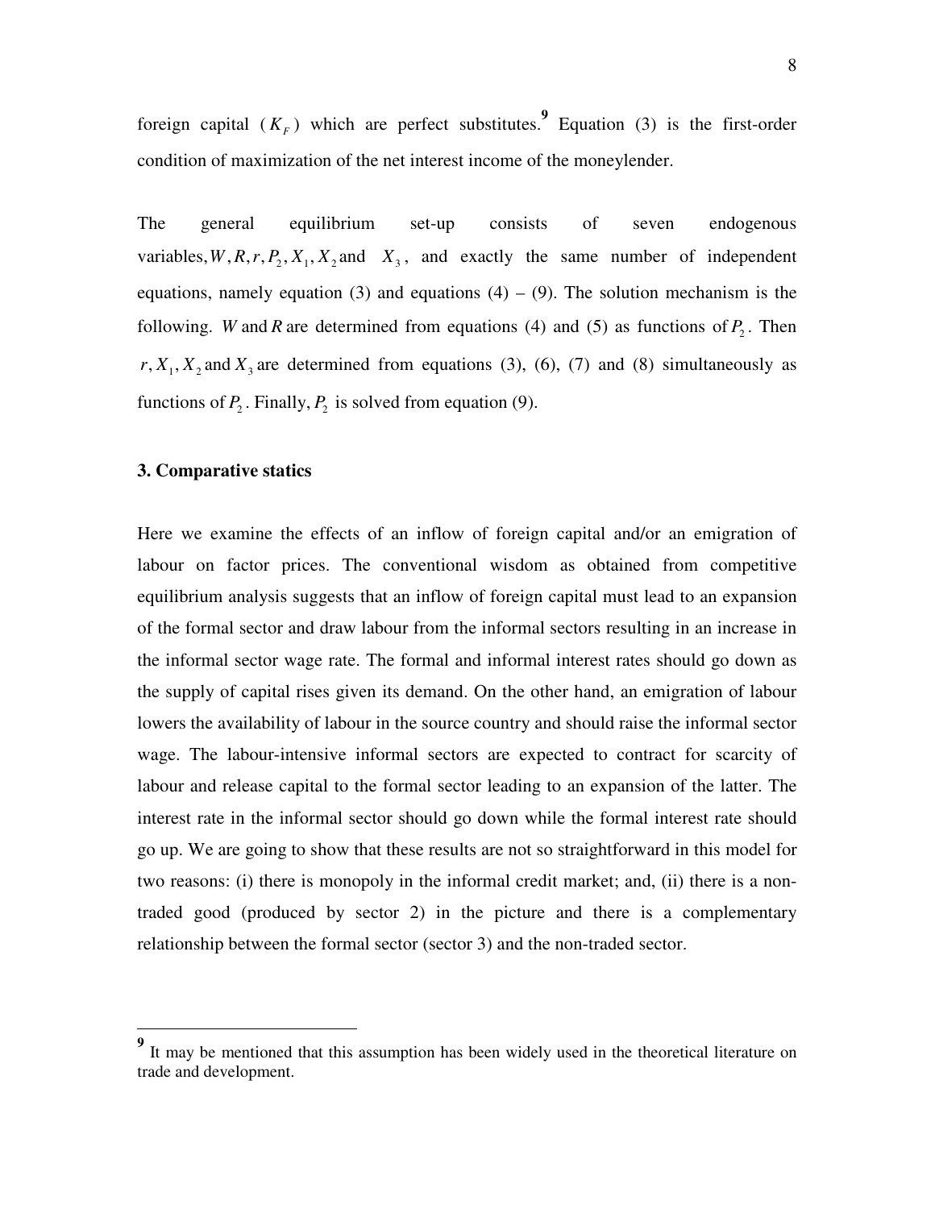foreign capital ($K_F$) which are perfect substitutes.[9] Equation (3) is the first-order condition of maximization of the net interest income of the moneylender.

The general equilibrium set-up consists of seven endogenous variables, $W, R, r, P_2, X_1, X_2$ and $X_3$, and exactly the same number of independent equations, namely equation (3) and equations (4) – (9). The solution mechanism is the following. $W$ and $R$ are determined from equations (4) and (5) as functions of $P_2$. Then $r, X_1, X_2$ and $X_3$ are determined from equations (3), (6), (7) and (8) simultaneously as functions of $P_2$. Finally, $P_2$ is solved from equation (9).

### 3. Comparative statics

Here we examine the effects of an inflow of foreign capital and/or an emigration of labour on factor prices. The conventional wisdom as obtained from competitive equilibrium analysis suggests that an inflow of foreign capital must lead to an expansion of the formal sector and draw labour from the informal sectors resulting in an increase in the informal sector wage rate. The formal and informal interest rates should go down as the supply of capital rises given its demand. On the other hand, an emigration of labour lowers the availability of labour in the source country and should raise the informal sector wage. The labour-intensive informal sectors are expected to contract for scarcity of labour and release capital to the formal sector leading to an expansion of the latter. The interest rate in the informal sector should go down while the formal interest rate should go up. We are going to show that these results are not so straightforward in this model for two reasons: (i) there is monopoly in the informal credit market; and, (ii) there is a non-traded good (produced by sector 2) in the picture and there is a complementary relationship between the formal sector (sector 3) and the non-traded sector.

---

[9] It may be mentioned that this assumption has been widely used in the theoretical literature on trade and development.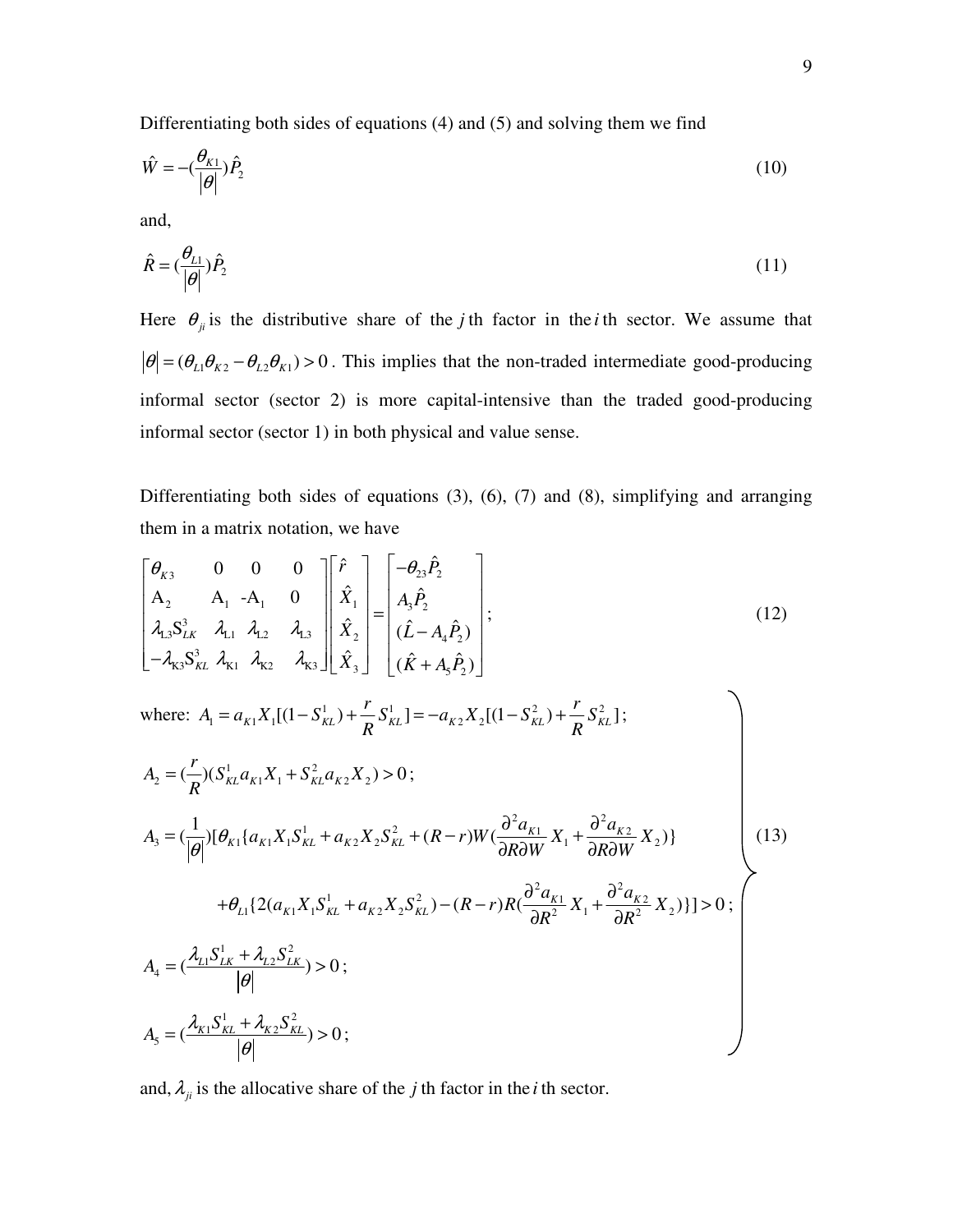Differentiating both sides of equations (4) and (5) and solving them we find

$$\hat{W} = -(\frac{\theta_{K1}}{|\theta|})\hat{P}_2 \tag{10}$$

and,

$$\hat{R} = (\frac{\theta_{L1}}{|\theta|})\hat{P}_2 \tag{11}$$

Here $\theta_{ji}$ is the distributive share of the $j$th factor in the $i$th sector. We assume that $|\theta| = (\theta_{L1}\theta_{K2} - \theta_{L2}\theta_{K1}) > 0$. This implies that the non-traded intermediate good-producing informal sector (sector 2) is more capital-intensive than the traded good-producing informal sector (sector 1) in both physical and value sense.

Differentiating both sides of equations (3), (6), (7) and (8), simplifying and arranging them in a matrix notation, we have

$$\begin{bmatrix} \theta_{K3} & 0 & 0 & 0 \\ A_2 & A_1 & -A_1 & 0 \\ \lambda_{L3}S^3_{LK} & \lambda_{L1} & \lambda_{L2} & \lambda_{L3} \\ -\lambda_{K3}S^3_{KL} & \lambda_{K1} & \lambda_{K2} & \lambda_{K3} \end{bmatrix} \begin{bmatrix} \hat{r} \\ \hat{X}_1 \\ \hat{X}_2 \\ \hat{X}_3 \end{bmatrix} = \begin{bmatrix} -\theta_{23}\hat{P}_2 \\ A_3\hat{P}_2 \\ (\hat{L} - A_4\hat{P}_2) \\ (\hat{K} + A_5\hat{P}_2) \end{bmatrix}; \tag{12}$$

where:

$$\left.\begin{aligned}
& A_1 = a_{K1}X_1[(1-S^1_{KL}) + \frac{r}{R}S^1_{KL}] = -a_{K2}X_2[(1-S^2_{KL}) + \frac{r}{R}S^2_{KL}]; \\
& A_2 = (\frac{r}{R})(S^1_{KL}a_{K1}X_1 + S^2_{KL}a_{K2}X_2) > 0; \\
& A_3 = (\frac{1}{|\theta|})[\theta_{K1}\{a_{K1}X_1S^1_{KL} + a_{K2}X_2S^2_{KL} + (R-r)W(\frac{\partial^2 a_{K1}}{\partial R \partial W}X_1 + \frac{\partial^2 a_{K2}}{\partial R \partial W}X_2)\} \\
& \qquad + \theta_{L1}\{2(a_{K1}X_1S^1_{KL} + a_{K2}X_2S^2_{KL}) - (R-r)R(\frac{\partial^2 a_{K1}}{\partial R^2}X_1 + \frac{\partial^2 a_{K2}}{\partial R^2}X_2)\}] > 0; \\
& A_4 = (\frac{\lambda_{L1}S^1_{LK} + \lambda_{L2}S^2_{LK}}{|\theta|}) > 0; \\
& A_5 = (\frac{\lambda_{K1}S^1_{KL} + \lambda_{K2}S^2_{KL}}{|\theta|}) > 0;
\end{aligned}\right\} \tag{13}$$

and, $\lambda_{ji}$ is the allocative share of the $j$th factor in the $i$th sector.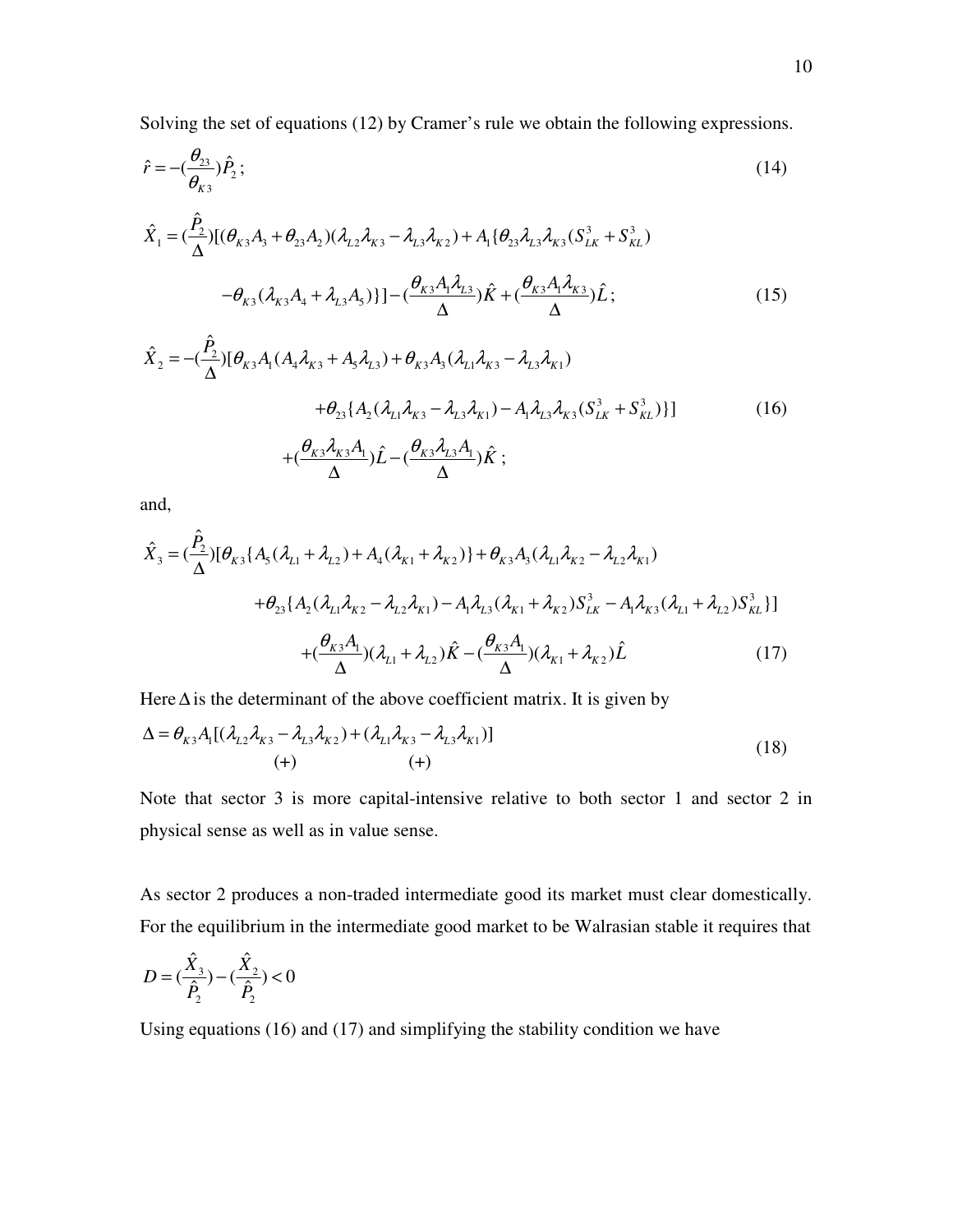Solving the set of equations (12) by Cramer's rule we obtain the following expressions.

$$\hat{r} = -(\frac{\theta_{23}}{\theta_{K3}})\hat{P}_2 ; \tag{14}$$

$$\hat{X}_1 = (\frac{\hat{P}_2}{\Delta})[(\theta_{K3}A_3 + \theta_{23}A_2)(\lambda_{L2}\lambda_{K3} - \lambda_{L3}\lambda_{K2}) + A_1\{\theta_{23}\lambda_{L3}\lambda_{K3}(S_{LK}^3 + S_{KL}^3)$$
$$-\theta_{K3}(\lambda_{K3}A_4 + \lambda_{L3}A_5)\}] - (\frac{\theta_{K3}A_1\lambda_{L3}}{\Delta})\hat{K} + (\frac{\theta_{K3}A_1\lambda_{K3}}{\Delta})\hat{L} ; \tag{15}$$

$$\hat{X}_2 = -(\frac{\hat{P}_2}{\Delta})[\theta_{K3}A_1(A_4\lambda_{K3} + A_5\lambda_{L3}) + \theta_{K3}A_3(\lambda_{L1}\lambda_{K3} - \lambda_{L3}\lambda_{K1})$$
$$+\theta_{23}\{A_2(\lambda_{L1}\lambda_{K3} - \lambda_{L3}\lambda_{K1}) - A_1\lambda_{L3}\lambda_{K3}(S_{LK}^3 + S_{KL}^3)\}]$$
$$+(\frac{\theta_{K3}\lambda_{K3}A_1}{\Delta})\hat{L} - (\frac{\theta_{K3}\lambda_{L3}A_1}{\Delta})\hat{K} ; \tag{16}$$

and,

$$\hat{X}_3 = (\frac{\hat{P}_2}{\Delta})[\theta_{K3}\{A_5(\lambda_{L1} + \lambda_{L2}) + A_4(\lambda_{K1} + \lambda_{K2})\} + \theta_{K3}A_3(\lambda_{L1}\lambda_{K2} - \lambda_{L2}\lambda_{K1})$$
$$+\theta_{23}\{A_2(\lambda_{L1}\lambda_{K2} - \lambda_{L2}\lambda_{K1}) - A_1\lambda_{L3}(\lambda_{K1} + \lambda_{K2})S_{LK}^3 - A_1\lambda_{K3}(\lambda_{L1} + \lambda_{L2})S_{KL}^3\}]$$
$$+(\frac{\theta_{K3}A_1}{\Delta})(\lambda_{L1} + \lambda_{L2})\hat{K} - (\frac{\theta_{K3}A_1}{\Delta})(\lambda_{K1} + \lambda_{K2})\hat{L} \tag{17}$$

Here $\Delta$ is the determinant of the above coefficient matrix. It is given by

$$\Delta = \theta_{K3}A_1[\underset{(+)}{(\lambda_{L2}\lambda_{K3} - \lambda_{L3}\lambda_{K2})} + \underset{(+)}{(\lambda_{L1}\lambda_{K3} - \lambda_{L3}\lambda_{K1})}] \tag{18}$$

Note that sector 3 is more capital-intensive relative to both sector 1 and sector 2 in physical sense as well as in value sense.

As sector 2 produces a non-traded intermediate good its market must clear domestically. For the equilibrium in the intermediate good market to be Walrasian stable it requires that

$$D = (\frac{\hat{X}_3}{\hat{P}_2}) - (\frac{\hat{X}_2}{\hat{P}_2}) < 0$$

Using equations (16) and (17) and simplifying the stability condition we have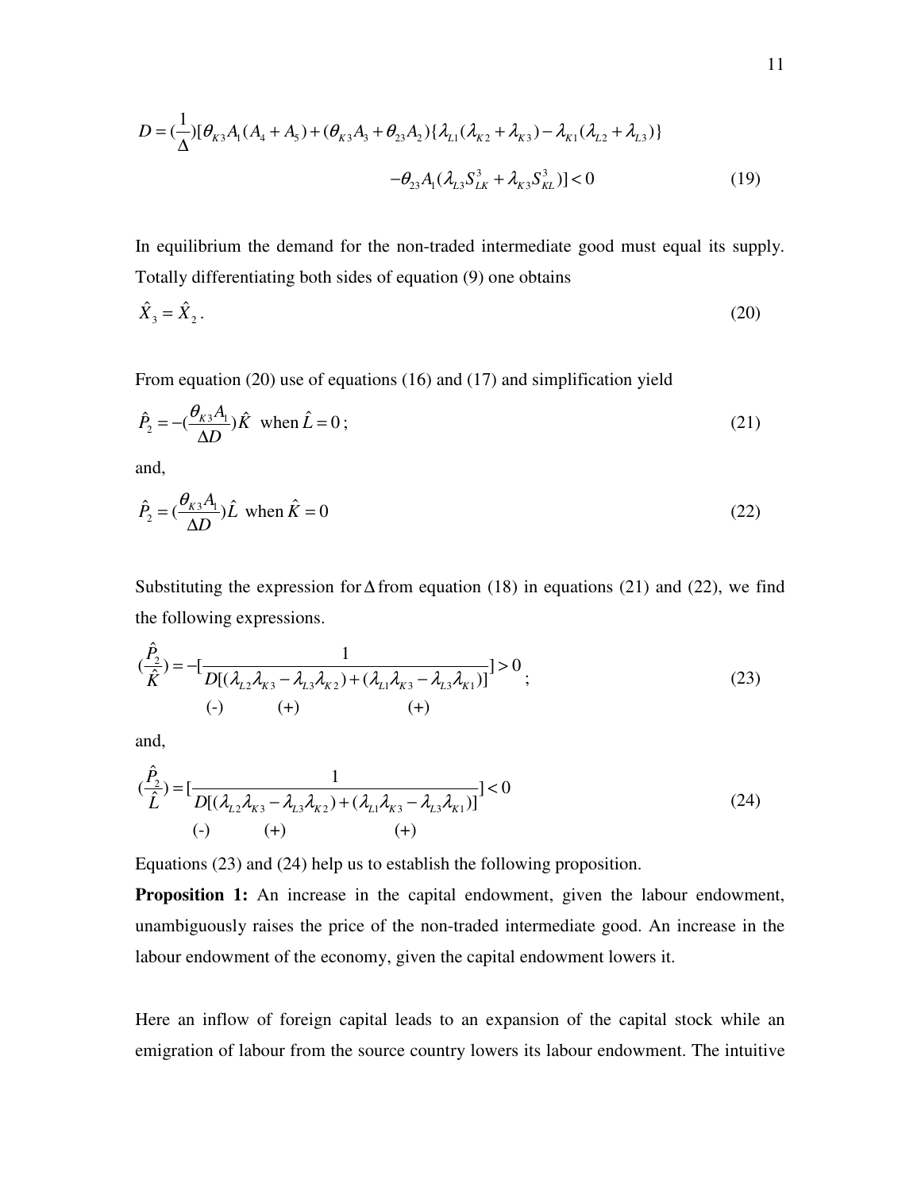$$D = (\frac{1}{\Delta})[\theta_{K3}A_1(A_4 + A_5) + (\theta_{K3}A_3 + \theta_{23}A_2)\{\lambda_{L1}(\lambda_{K2} + \lambda_{K3}) - \lambda_{K1}(\lambda_{L2} + \lambda_{L3})\}$$

$$-\theta_{23}A_1(\lambda_{L3}S_{LK}^3 + \lambda_{K3}S_{KL}^3)] < 0 \qquad (19)$$

In equilibrium the demand for the non-traded intermediate good must equal its supply. Totally differentiating both sides of equation (9) one obtains

$$\hat{X}_3 = \hat{X}_2 . \qquad (20)$$

From equation (20) use of equations (16) and (17) and simplification yield

$$\hat{P}_2 = -(\frac{\theta_{K3}A_1}{\Delta D})\hat{K} \text{ when } \hat{L} = 0 ; \qquad (21)$$

and,

$$\hat{P}_2 = (\frac{\theta_{K3}A_1}{\Delta D})\hat{L} \text{ when } \hat{K} = 0 \qquad (22)$$

Substituting the expression for $\Delta$ from equation (18) in equations (21) and (22), we find the following expressions.

$$(\frac{\hat{P}_2}{\hat{K}}) = -[\frac{1}{\underset{(-)}{D}[\underset{(+)}{(\lambda_{L2}\lambda_{K3} - \lambda_{L3}\lambda_{K2})} + \underset{(+)}{(\lambda_{L1}\lambda_{K3} - \lambda_{L3}\lambda_{K1})}]}] > 0 ; \qquad (23)$$

and,

$$(\frac{\hat{P}_2}{\hat{L}}) = [\frac{1}{\underset{(-)}{D}[\underset{(+)}{(\lambda_{L2}\lambda_{K3} - \lambda_{L3}\lambda_{K2})} + \underset{(+)}{(\lambda_{L1}\lambda_{K3} - \lambda_{L3}\lambda_{K1})}]}] < 0 \qquad (24)$$

Equations (23) and (24) help us to establish the following proposition.

**Proposition 1:** An increase in the capital endowment, given the labour endowment, unambiguously raises the price of the non-traded intermediate good. An increase in the labour endowment of the economy, given the capital endowment lowers it.

Here an inflow of foreign capital leads to an expansion of the capital stock while an emigration of labour from the source country lowers its labour endowment. The intuitive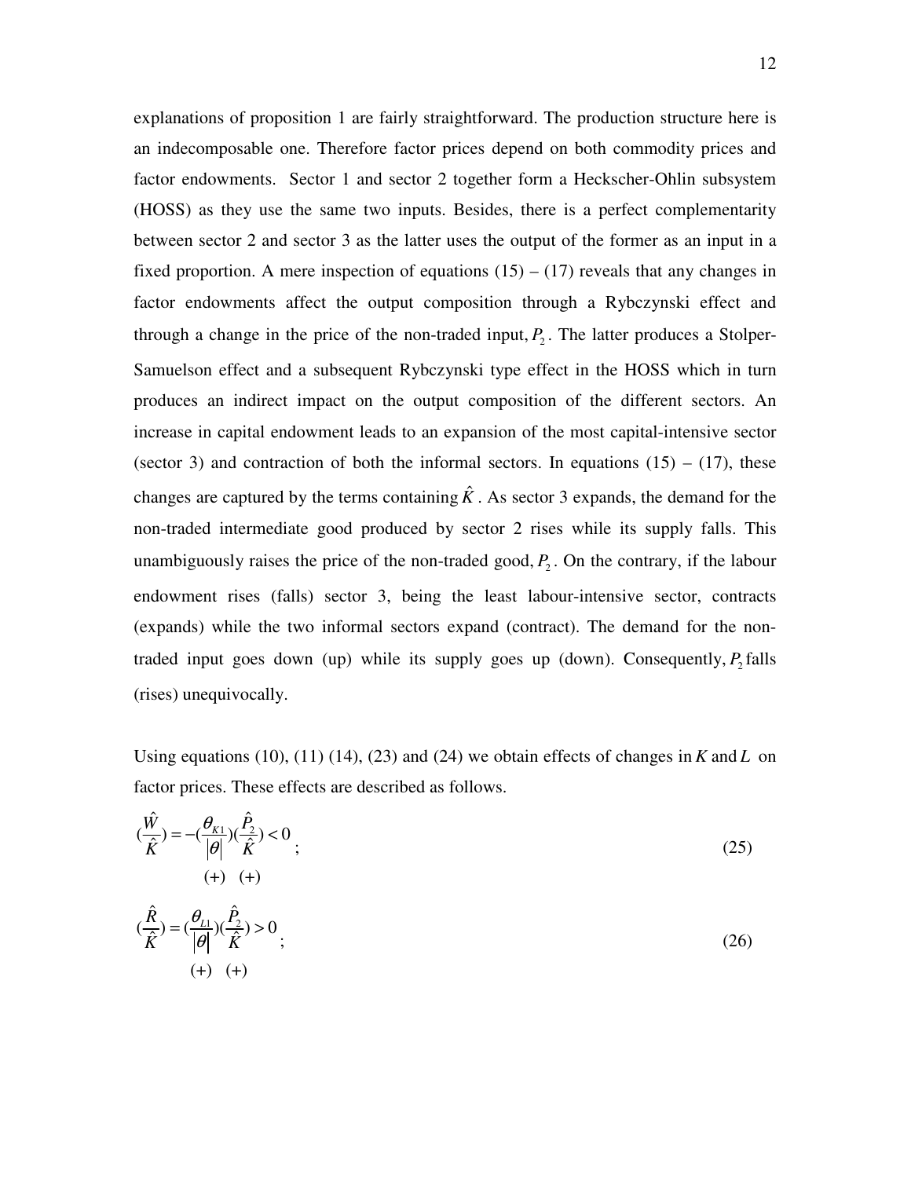explanations of proposition 1 are fairly straightforward. The production structure here is an indecomposable one. Therefore factor prices depend on both commodity prices and factor endowments. Sector 1 and sector 2 together form a Heckscher-Ohlin subsystem (HOSS) as they use the same two inputs. Besides, there is a perfect complementarity between sector 2 and sector 3 as the latter uses the output of the former as an input in a fixed proportion. A mere inspection of equations (15) – (17) reveals that any changes in factor endowments affect the output composition through a Rybczynski effect and through a change in the price of the non-traded input, $P_2$. The latter produces a Stolper-Samuelson effect and a subsequent Rybczynski type effect in the HOSS which in turn produces an indirect impact on the output composition of the different sectors. An increase in capital endowment leads to an expansion of the most capital-intensive sector (sector 3) and contraction of both the informal sectors. In equations (15) – (17), these changes are captured by the terms containing $\hat{K}$. As sector 3 expands, the demand for the non-traded intermediate good produced by sector 2 rises while its supply falls. This unambiguously raises the price of the non-traded good, $P_2$. On the contrary, if the labour endowment rises (falls) sector 3, being the least labour-intensive sector, contracts (expands) while the two informal sectors expand (contract). The demand for the non-traded input goes down (up) while its supply goes up (down). Consequently, $P_2$ falls (rises) unequivocally.

Using equations (10), (11) (14), (23) and (24) we obtain effects of changes in $K$ and $L$ on factor prices. These effects are described as follows.

$$(\frac{\hat{W}}{\hat{K}}) = -(\underset{(+)}{\frac{\theta_{K1}}{|\theta|}})(\underset{(+)}{\frac{\hat{P}_2}{\hat{K}}}) < 0 ; \tag{25}$$

$$(\frac{\hat{R}}{\hat{K}}) = (\underset{(+)}{\frac{\theta_{L1}}{|\theta|}})(\underset{(+)}{\frac{\hat{P}_2}{\hat{K}}}) > 0 ; \tag{26}$$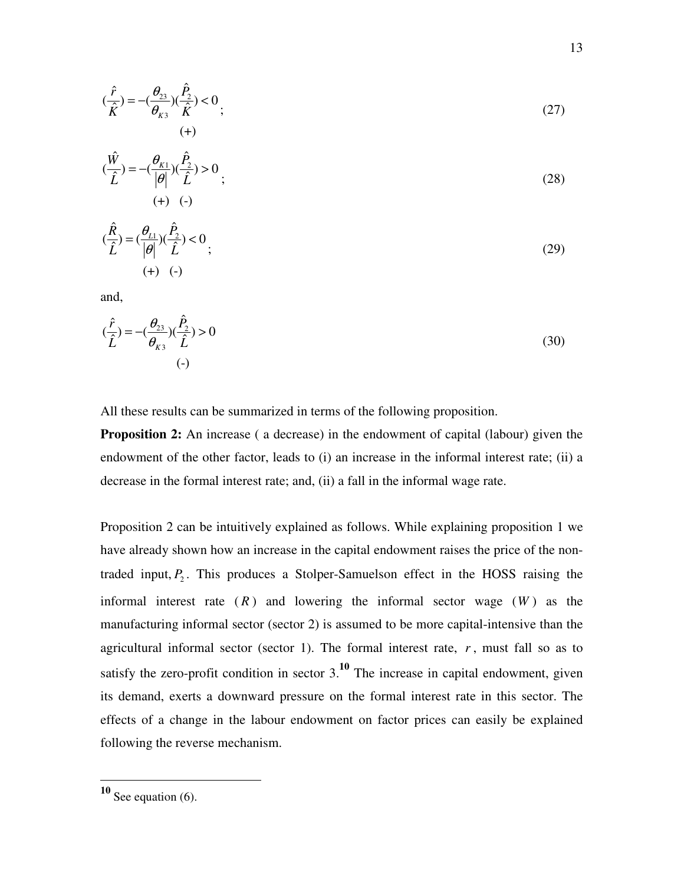$$(\frac{\hat{r}}{\hat{K}}) = -(\frac{\theta_{23}}{\theta_{K3}})(\frac{\hat{P}_2}{\hat{K}}) < 0 \qquad (27)$$
$$\qquad\qquad\qquad (+)$$

$$(\frac{\hat{W}}{\hat{L}}) = -(\frac{\theta_{K1}}{|\theta|})(\frac{\hat{P}_2}{\hat{L}}) > 0 \qquad (28)$$
$$\qquad (+) \quad (-)$$

$$(\frac{\hat{R}}{\hat{L}}) = (\frac{\theta_{L1}}{|\theta|})(\frac{\hat{P}_2}{\hat{L}}) < 0 \qquad (29)$$
$$\qquad (+) \quad (-)$$

and,

$$(\frac{\hat{r}}{\hat{L}}) = -(\frac{\theta_{23}}{\theta_{K3}})(\frac{\hat{P}_2}{\hat{L}}) > 0 \qquad (30)$$
$$\qquad\qquad\qquad (-)$$

All these results can be summarized in terms of the following proposition.

**Proposition 2:** An increase ( a decrease) in the endowment of capital (labour) given the endowment of the other factor, leads to (i) an increase in the informal interest rate; (ii) a decrease in the formal interest rate; and, (ii) a fall in the informal wage rate.

Proposition 2 can be intuitively explained as follows. While explaining proposition 1 we have already shown how an increase in the capital endowment raises the price of the non-traded input, $P_2$. This produces a Stolper-Samuelson effect in the HOSS raising the informal interest rate ($R$) and lowering the informal sector wage ($W$) as the manufacturing informal sector (sector 2) is assumed to be more capital-intensive than the agricultural informal sector (sector 1). The formal interest rate, $r$, must fall so as to satisfy the zero-profit condition in sector 3.[10] The increase in capital endowment, given its demand, exerts a downward pressure on the formal interest rate in this sector. The effects of a change in the labour endowment on factor prices can easily be explained following the reverse mechanism.

[10] See equation (6).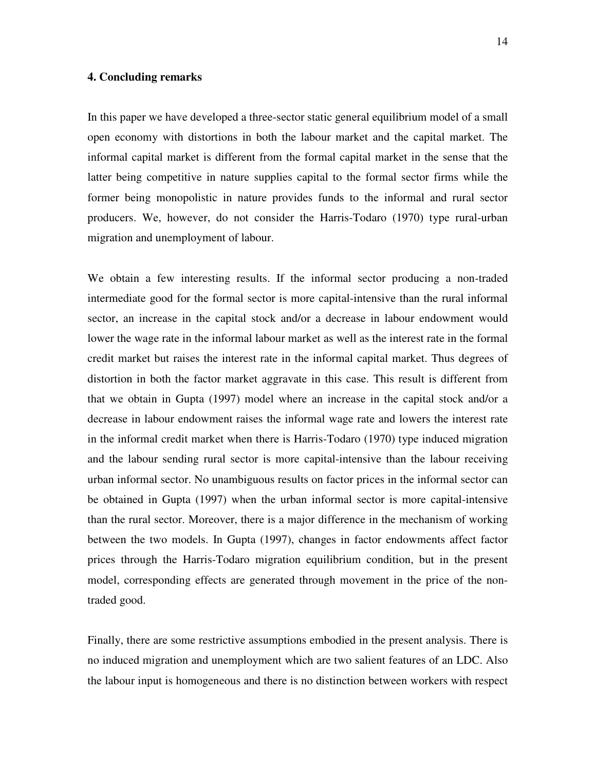## 4. Concluding remarks

In this paper we have developed a three-sector static general equilibrium model of a small open economy with distortions in both the labour market and the capital market. The informal capital market is different from the formal capital market in the sense that the latter being competitive in nature supplies capital to the formal sector firms while the former being monopolistic in nature provides funds to the informal and rural sector producers. We, however, do not consider the Harris-Todaro (1970) type rural-urban migration and unemployment of labour.

We obtain a few interesting results. If the informal sector producing a non-traded intermediate good for the formal sector is more capital-intensive than the rural informal sector, an increase in the capital stock and/or a decrease in labour endowment would lower the wage rate in the informal labour market as well as the interest rate in the formal credit market but raises the interest rate in the informal capital market. Thus degrees of distortion in both the factor market aggravate in this case. This result is different from that we obtain in Gupta (1997) model where an increase in the capital stock and/or a decrease in labour endowment raises the informal wage rate and lowers the interest rate in the informal credit market when there is Harris-Todaro (1970) type induced migration and the labour sending rural sector is more capital-intensive than the labour receiving urban informal sector. No unambiguous results on factor prices in the informal sector can be obtained in Gupta (1997) when the urban informal sector is more capital-intensive than the rural sector. Moreover, there is a major difference in the mechanism of working between the two models. In Gupta (1997), changes in factor endowments affect factor prices through the Harris-Todaro migration equilibrium condition, but in the present model, corresponding effects are generated through movement in the price of the non-traded good.

Finally, there are some restrictive assumptions embodied in the present analysis. There is no induced migration and unemployment which are two salient features of an LDC. Also the labour input is homogeneous and there is no distinction between workers with respect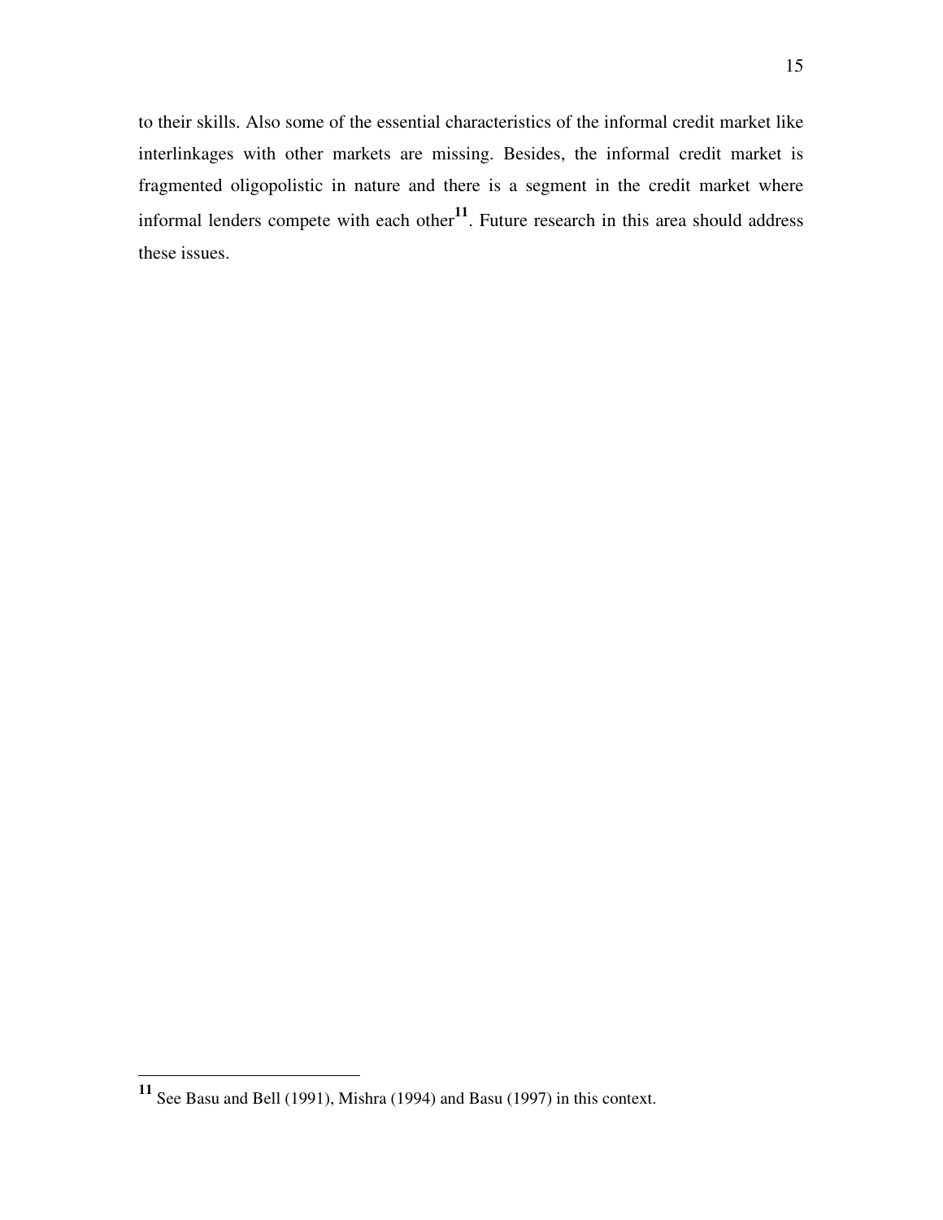to their skills. Also some of the essential characteristics of the informal credit market like interlinkages with other markets are missing. Besides, the informal credit market is fragmented oligopolistic in nature and there is a segment in the credit market where informal lenders compete with each other[11]. Future research in this area should address these issues.

---

[11] See Basu and Bell (1991), Mishra (1994) and Basu (1997) in this context.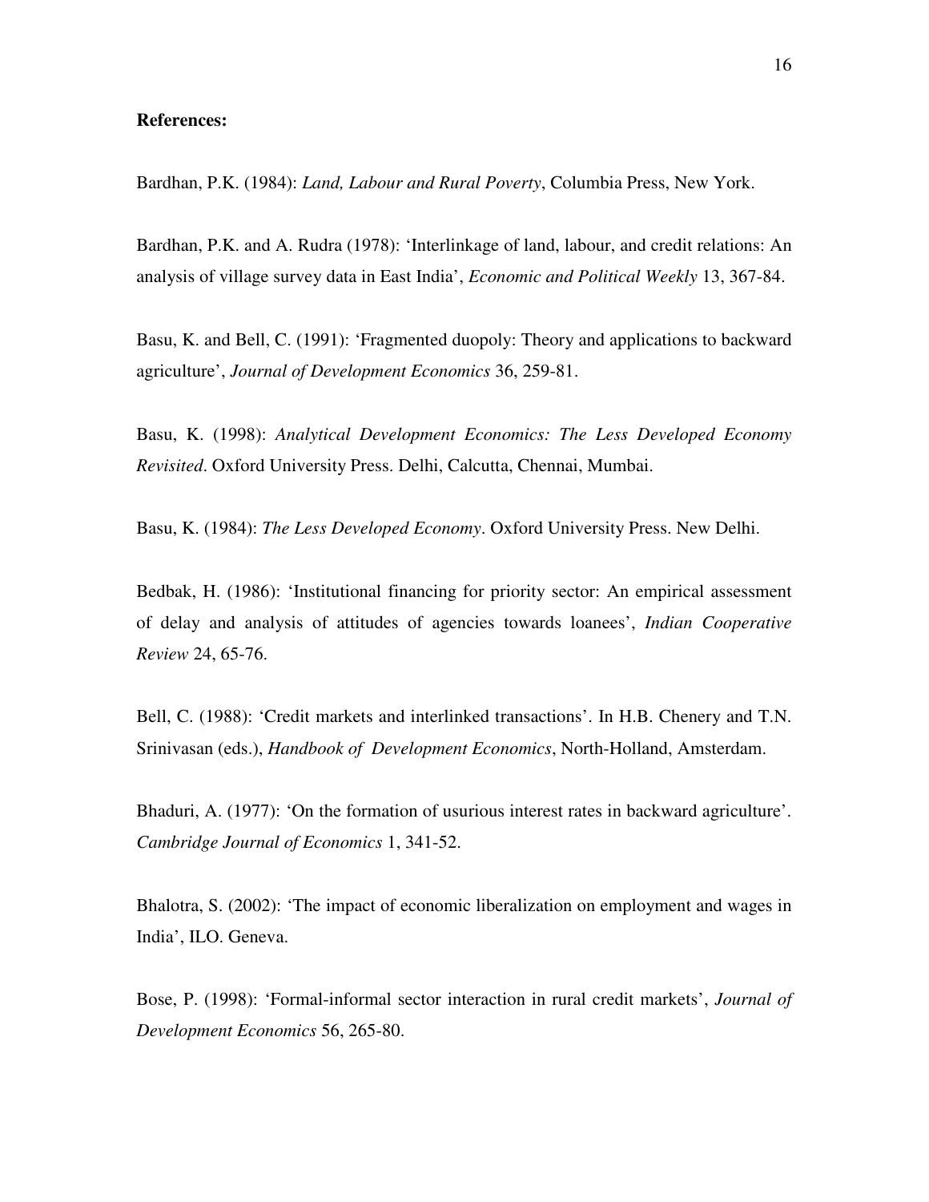**References:**

Bardhan, P.K. (1984): *Land, Labour and Rural Poverty*, Columbia Press, New York.

Bardhan, P.K. and A. Rudra (1978): 'Interlinkage of land, labour, and credit relations: An analysis of village survey data in East India', *Economic and Political Weekly* 13, 367-84.

Basu, K. and Bell, C. (1991): 'Fragmented duopoly: Theory and applications to backward agriculture', *Journal of Development Economics* 36, 259-81.

Basu, K. (1998): *Analytical Development Economics: The Less Developed Economy Revisited*. Oxford University Press. Delhi, Calcutta, Chennai, Mumbai.

Basu, K. (1984): *The Less Developed Economy*. Oxford University Press. New Delhi.

Bedbak, H. (1986): 'Institutional financing for priority sector: An empirical assessment of delay and analysis of attitudes of agencies towards loanees', *Indian Cooperative Review* 24, 65-76.

Bell, C. (1988): 'Credit markets and interlinked transactions'. In H.B. Chenery and T.N. Srinivasan (eds.), *Handbook of Development Economics*, North-Holland, Amsterdam.

Bhaduri, A. (1977): 'On the formation of usurious interest rates in backward agriculture'. *Cambridge Journal of Economics* 1, 341-52.

Bhalotra, S. (2002): 'The impact of economic liberalization on employment and wages in India', ILO. Geneva.

Bose, P. (1998): 'Formal-informal sector interaction in rural credit markets', *Journal of Development Economics* 56, 265-80.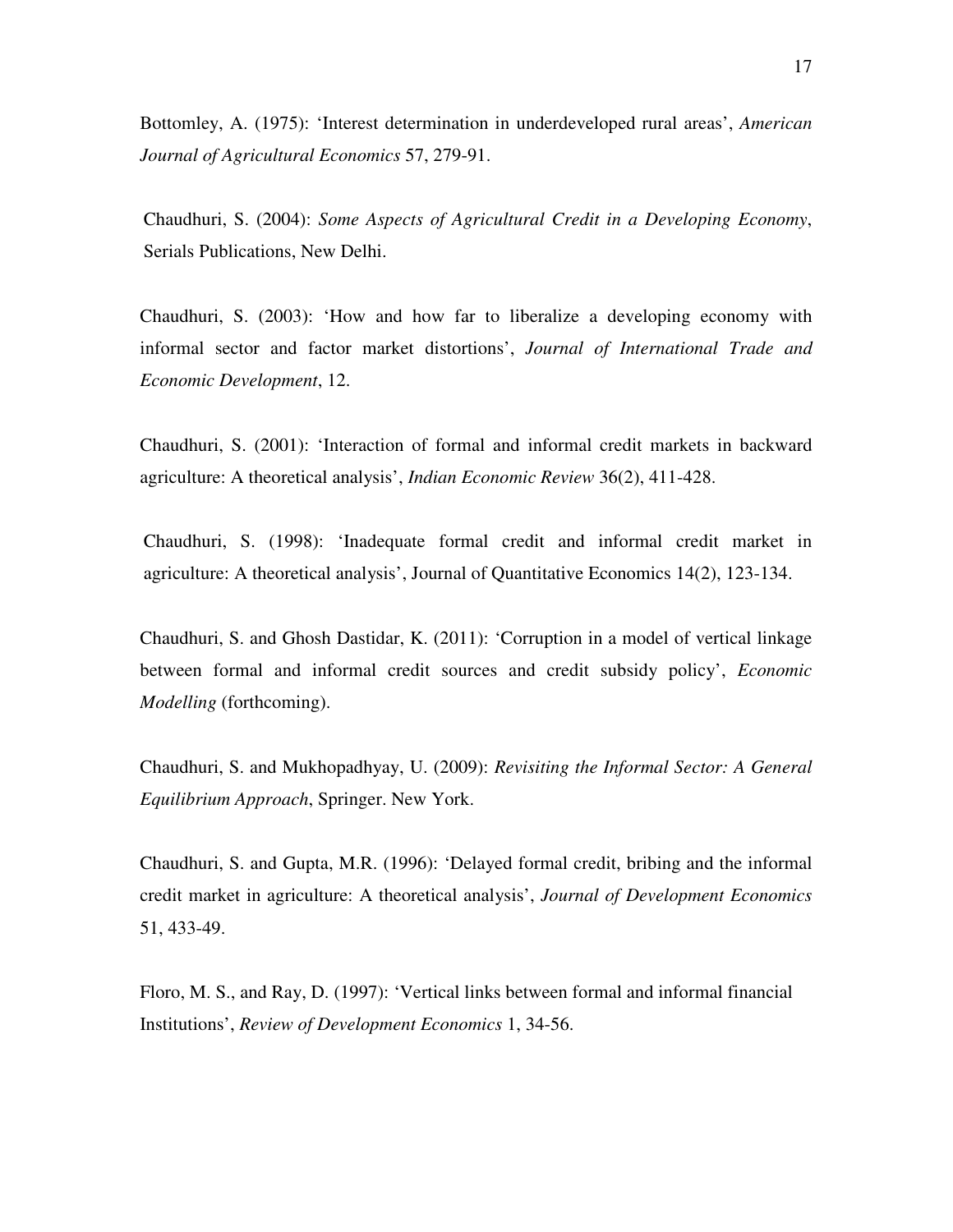Bottomley, A. (1975): 'Interest determination in underdeveloped rural areas', *American Journal of Agricultural Economics* 57, 279-91.

Chaudhuri, S. (2004): *Some Aspects of Agricultural Credit in a Developing Economy*, Serials Publications, New Delhi.

Chaudhuri, S. (2003): 'How and how far to liberalize a developing economy with informal sector and factor market distortions', *Journal of International Trade and Economic Development*, 12.

Chaudhuri, S. (2001): 'Interaction of formal and informal credit markets in backward agriculture: A theoretical analysis', *Indian Economic Review* 36(2), 411-428.

Chaudhuri, S. (1998): 'Inadequate formal credit and informal credit market in agriculture: A theoretical analysis', Journal of Quantitative Economics 14(2), 123-134.

Chaudhuri, S. and Ghosh Dastidar, K. (2011): 'Corruption in a model of vertical linkage between formal and informal credit sources and credit subsidy policy', *Economic Modelling* (forthcoming).

Chaudhuri, S. and Mukhopadhyay, U. (2009): *Revisiting the Informal Sector: A General Equilibrium Approach*, Springer. New York.

Chaudhuri, S. and Gupta, M.R. (1996): 'Delayed formal credit, bribing and the informal credit market in agriculture: A theoretical analysis', *Journal of Development Economics* 51, 433-49.

Floro, M. S., and Ray, D. (1997): 'Vertical links between formal and informal financial Institutions', *Review of Development Economics* 1, 34-56.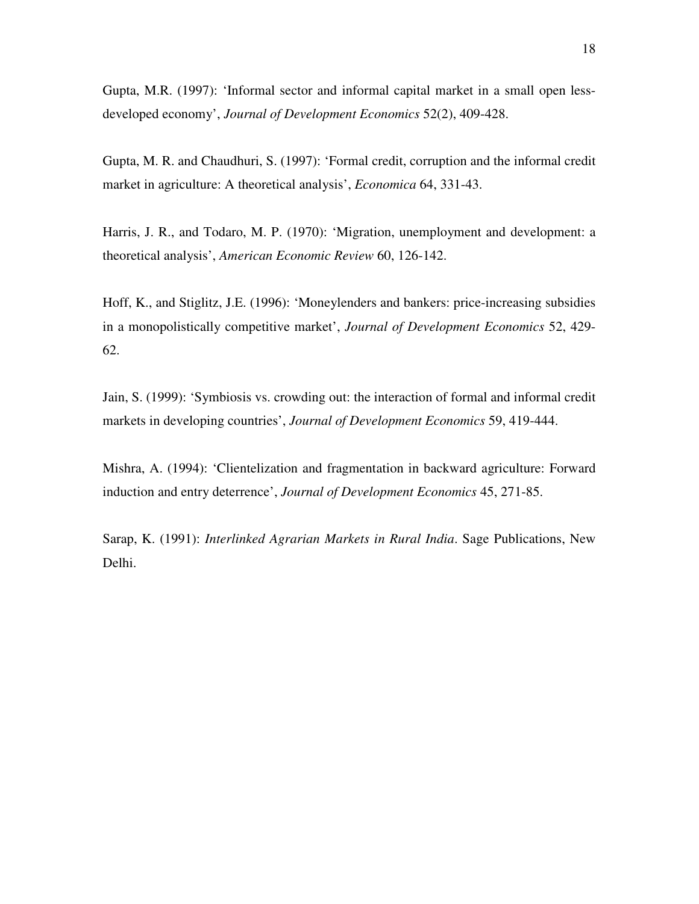Gupta, M.R. (1997): ‘Informal sector and informal capital market in a small open less-developed economy’, *Journal of Development Economics* 52(2), 409-428.

Gupta, M. R. and Chaudhuri, S. (1997): ‘Formal credit, corruption and the informal credit market in agriculture: A theoretical analysis’, *Economica* 64, 331-43.

Harris, J. R., and Todaro, M. P. (1970): ‘Migration, unemployment and development: a theoretical analysis’, *American Economic Review* 60, 126-142.

Hoff, K., and Stiglitz, J.E. (1996): ‘Moneylenders and bankers: price-increasing subsidies in a monopolistically competitive market’, *Journal of Development Economics* 52, 429-62.

Jain, S. (1999): ‘Symbiosis vs. crowding out: the interaction of formal and informal credit markets in developing countries’, *Journal of Development Economics* 59, 419-444.

Mishra, A. (1994): ‘Clientelization and fragmentation in backward agriculture: Forward induction and entry deterrence’, *Journal of Development Economics* 45, 271-85.

Sarap, K. (1991): *Interlinked Agrarian Markets in Rural India*. Sage Publications, New Delhi.